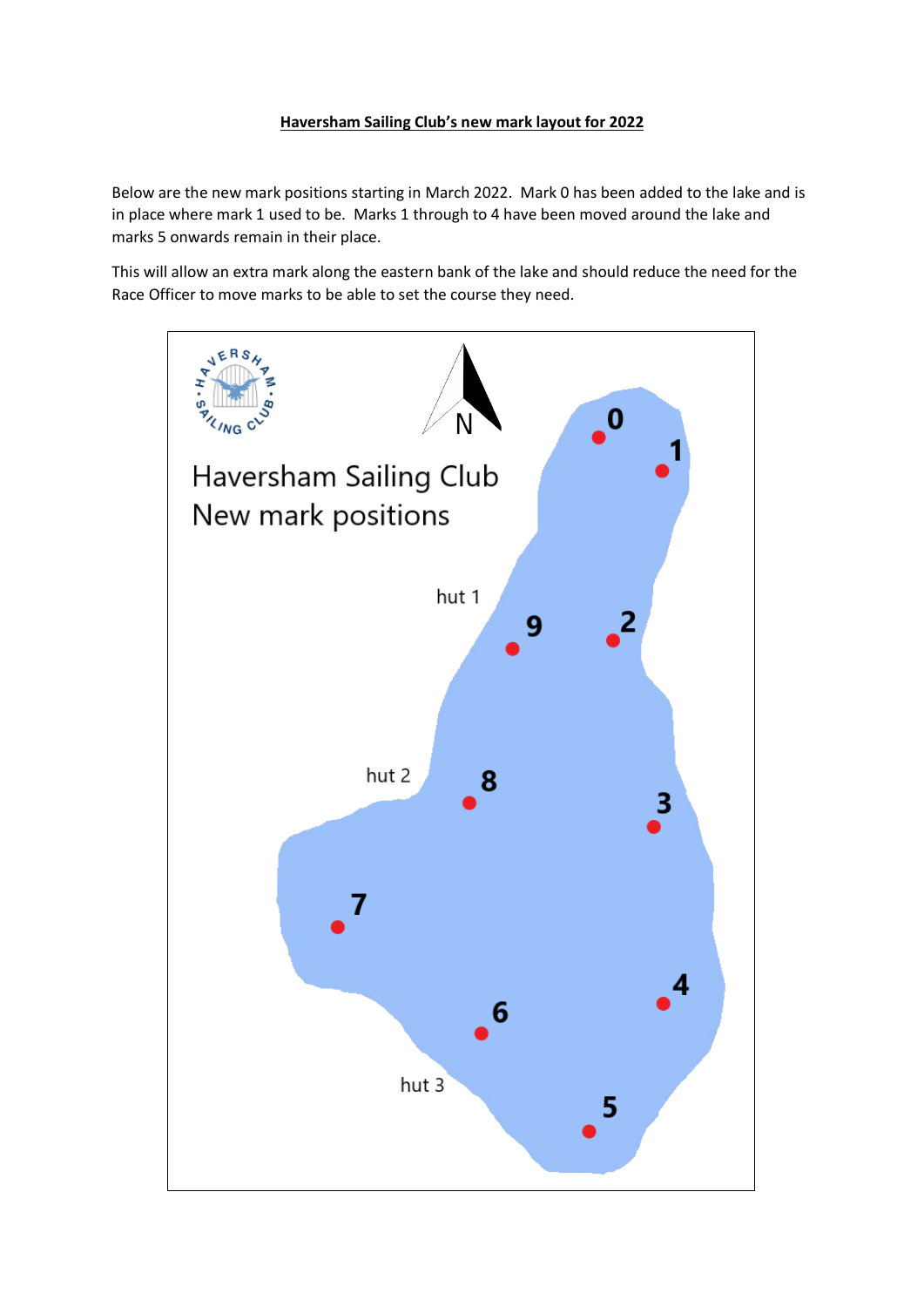# Haversham Sailing Club's new mark layout for 2022

Below are the new mark positions starting in March 2022. Mark 0 has been added to the lake and is in place where mark 1 used to be. Marks 1 through to 4 have been moved around the lake and marks 5 onwards remain in their place.

This will allow an extra mark along the eastern bank of the lake and should reduce the need for the Race Officer to move marks to be able to set the course they need.

Haversham Sailing Club
New mark positions

N

hut 1

hut 2

hut 3

0 1 2 3 4 5 6 7 8 9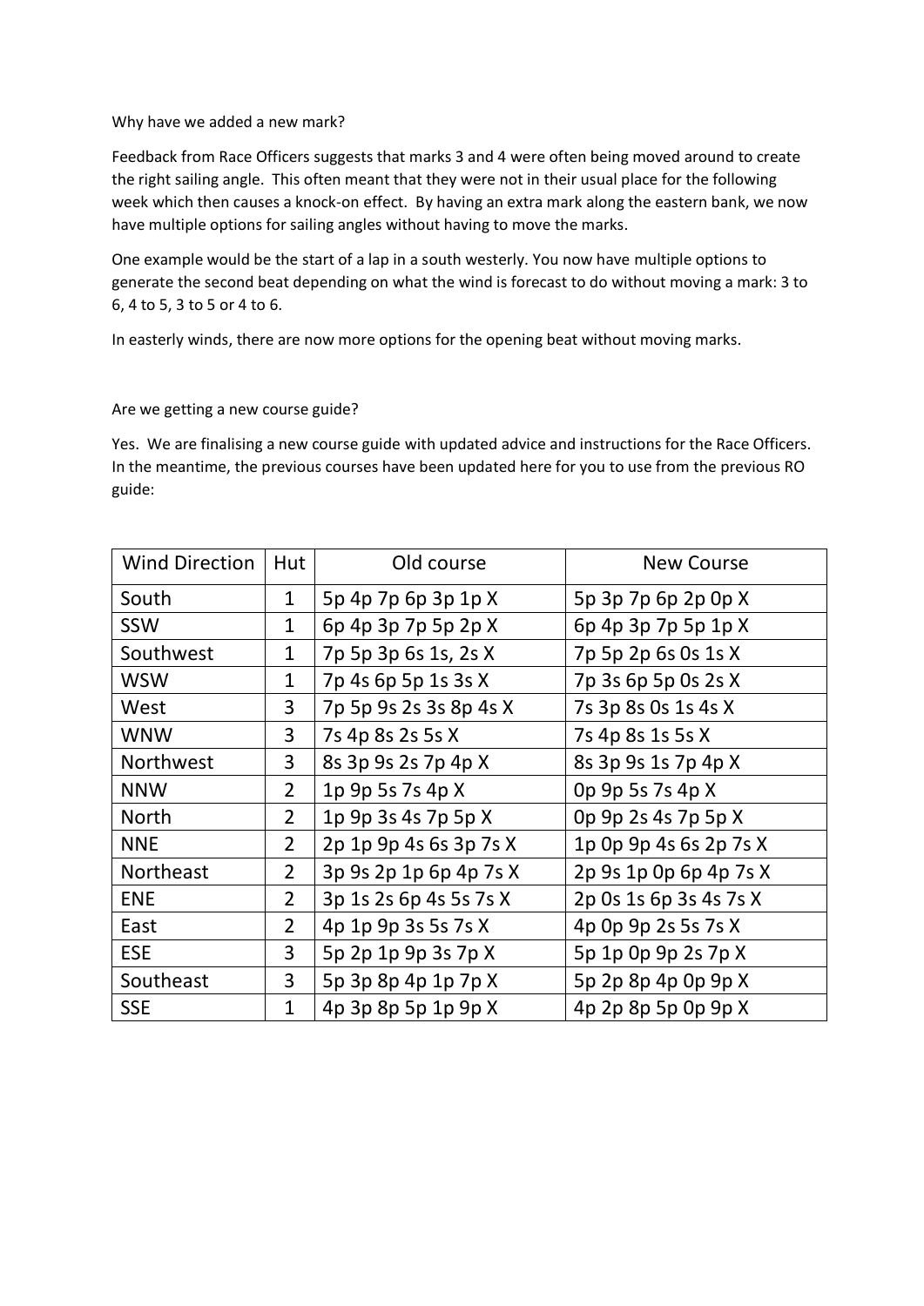Why have we added a new mark?

Feedback from Race Officers suggests that marks 3 and 4 were often being moved around to create the right sailing angle. This often meant that they were not in their usual place for the following week which then causes a knock-on effect. By having an extra mark along the eastern bank, we now have multiple options for sailing angles without having to move the marks.

One example would be the start of a lap in a south westerly. You now have multiple options to generate the second beat depending on what the wind is forecast to do without moving a mark: 3 to 6, 4 to 5, 3 to 5 or 4 to 6.

In easterly winds, there are now more options for the opening beat without moving marks.

Are we getting a new course guide?

Yes. We are finalising a new course guide with updated advice and instructions for the Race Officers. In the meantime, the previous courses have been updated here for you to use from the previous RO guide:

| Wind Direction | Hut | Old course | New Course |
|---|---|---|---|
| South | 1 | 5p 4p 7p 6p 3p 1p X | 5p 3p 7p 6p 2p 0p X |
| SSW | 1 | 6p 4p 3p 7p 5p 2p X | 6p 4p 3p 7p 5p 1p X |
| Southwest | 1 | 7p 5p 3p 6s 1s, 2s X | 7p 5p 2p 6s 0s 1s X |
| WSW | 1 | 7p 4s 6p 5p 1s 3s X | 7p 3s 6p 5p 0s 2s X |
| West | 3 | 7p 5p 9s 2s 3s 8p 4s X | 7s 3p 8s 0s 1s 4s X |
| WNW | 3 | 7s 4p 8s 2s 5s X | 7s 4p 8s 1s 5s X |
| Northwest | 3 | 8s 3p 9s 2s 7p 4p X | 8s 3p 9s 1s 7p 4p X |
| NNW | 2 | 1p 9p 5s 7s 4p X | 0p 9p 5s 7s 4p X |
| North | 2 | 1p 9p 3s 4s 7p 5p X | 0p 9p 2s 4s 7p 5p X |
| NNE | 2 | 2p 1p 9p 4s 6s 3p 7s X | 1p 0p 9p 4s 6s 2p 7s X |
| Northeast | 2 | 3p 9s 2p 1p 6p 4p 7s X | 2p 9s 1p 0p 6p 4p 7s X |
| ENE | 2 | 3p 1s 2s 6p 4s 5s 7s X | 2p 0s 1s 6p 3s 4s 7s X |
| East | 2 | 4p 1p 9p 3s 5s 7s X | 4p 0p 9p 2s 5s 7s X |
| ESE | 3 | 5p 2p 1p 9p 3s 7p X | 5p 1p 0p 9p 2s 7p X |
| Southeast | 3 | 5p 3p 8p 4p 1p 7p X | 5p 2p 8p 4p 0p 9p X |
| SSE | 1 | 4p 3p 8p 5p 1p 9p X | 4p 2p 8p 5p 0p 9p X |